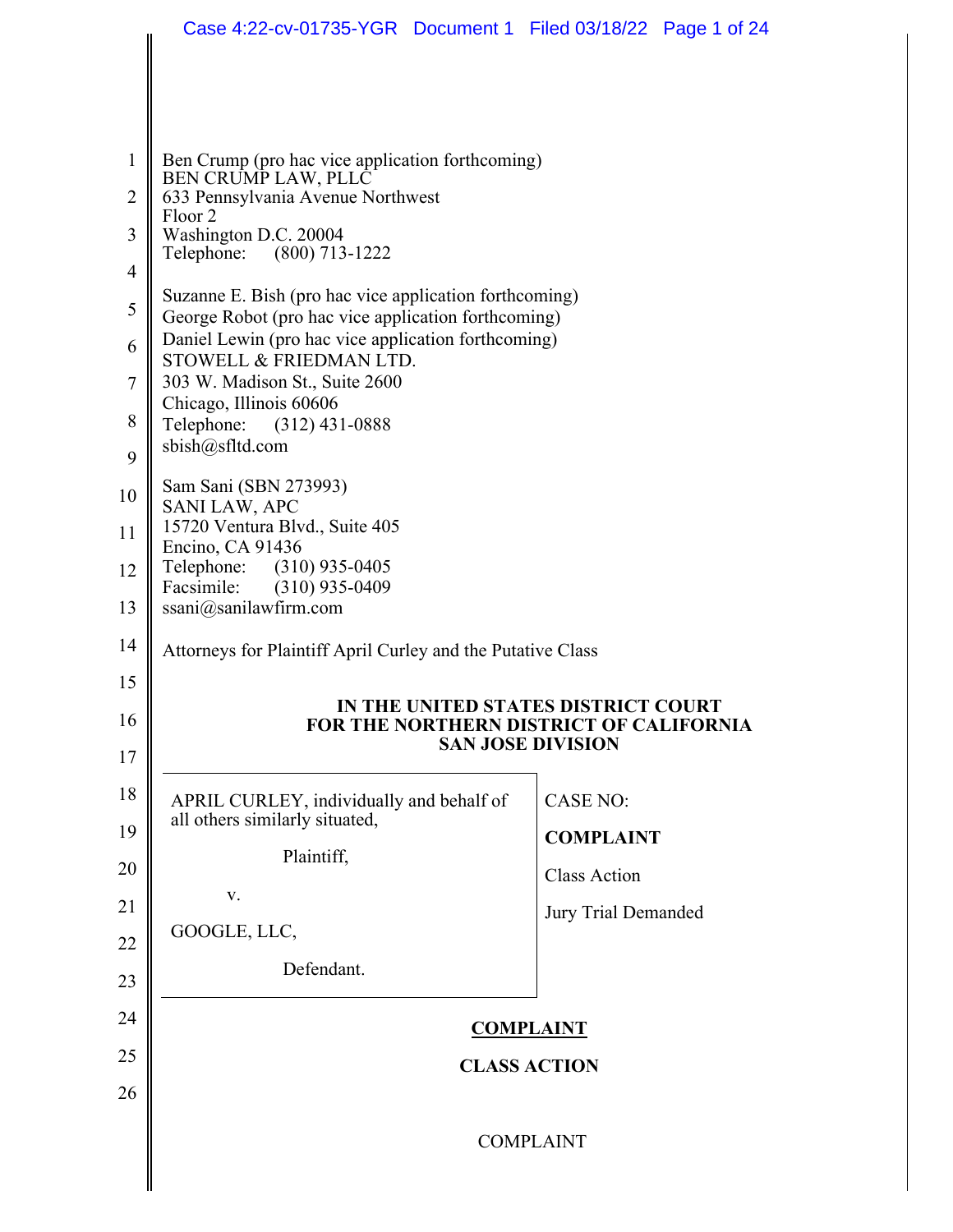Ben Crump (pro hac vice application forthcoming)
BEN CRUMP LAW, PLLC
633 Pennsylvania Avenue Northwest
Floor 2
Washington D.C. 20004
Telephone: (800) 713-1222

Suzanne E. Bish (pro hac vice application forthcoming)
George Robot (pro hac vice application forthcoming)
Daniel Lewin (pro hac vice application forthcoming)
STOWELL & FRIEDMAN LTD.
303 W. Madison St., Suite 2600
Chicago, Illinois 60606
Telephone: (312) 431-0888
sbish@sfltd.com

Sam Sani (SBN 273993)
SANI LAW, APC
15720 Ventura Blvd., Suite 405
Encino, CA 91436
Telephone: (310) 935-0405
Facsimile: (310) 935-0409
ssani@sanilawfirm.com

Attorneys for Plaintiff April Curley and the Putative Class

**IN THE UNITED STATES DISTRICT COURT**
**FOR THE NORTHERN DISTRICT OF CALIFORNIA**
**SAN JOSE DIVISION**

| | |
|---|---|
| APRIL CURLEY, individually and behalf of all others similarly situated,<br><br>Plaintiff,<br><br>v.<br><br>GOOGLE, LLC,<br><br>Defendant. | CASE NO:<br><br>**COMPLAINT**<br><br>Class Action<br><br>Jury Trial Demanded |

**COMPLAINT**

**CLASS ACTION**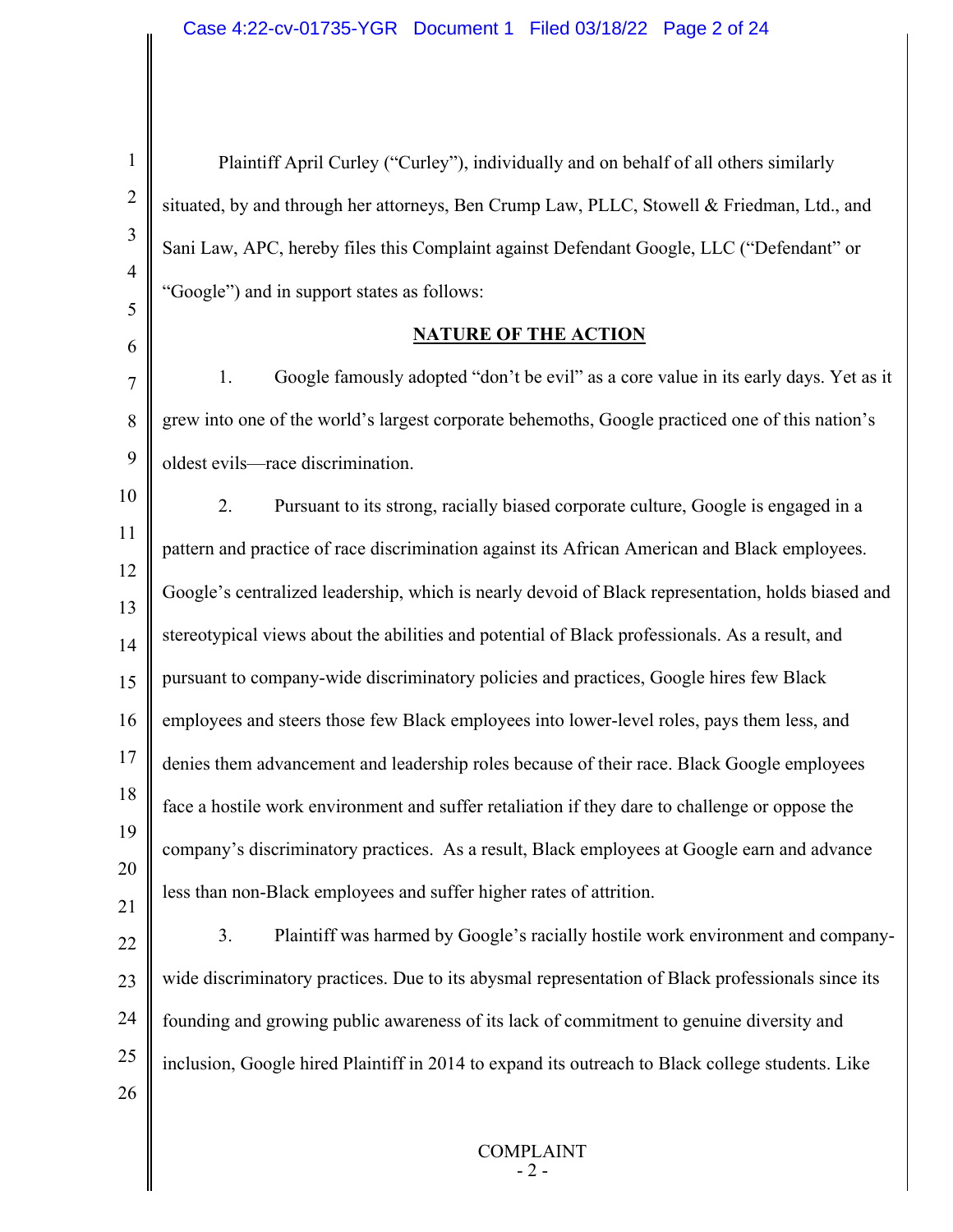Plaintiff April Curley ("Curley"), individually and on behalf of all others similarly situated, by and through her attorneys, Ben Crump Law, PLLC, Stowell & Friedman, Ltd., and Sani Law, APC, hereby files this Complaint against Defendant Google, LLC ("Defendant" or "Google") and in support states as follows:

## NATURE OF THE ACTION

1. Google famously adopted "don't be evil" as a core value in its early days. Yet as it grew into one of the world's largest corporate behemoths, Google practiced one of this nation's oldest evils—race discrimination.

2. Pursuant to its strong, racially biased corporate culture, Google is engaged in a pattern and practice of race discrimination against its African American and Black employees. Google's centralized leadership, which is nearly devoid of Black representation, holds biased and stereotypical views about the abilities and potential of Black professionals. As a result, and pursuant to company-wide discriminatory policies and practices, Google hires few Black employees and steers those few Black employees into lower-level roles, pays them less, and denies them advancement and leadership roles because of their race. Black Google employees face a hostile work environment and suffer retaliation if they dare to challenge or oppose the company's discriminatory practices. As a result, Black employees at Google earn and advance less than non-Black employees and suffer higher rates of attrition.

3. Plaintiff was harmed by Google's racially hostile work environment and company-wide discriminatory practices. Due to its abysmal representation of Black professionals since its founding and growing public awareness of its lack of commitment to genuine diversity and inclusion, Google hired Plaintiff in 2014 to expand its outreach to Black college students. Like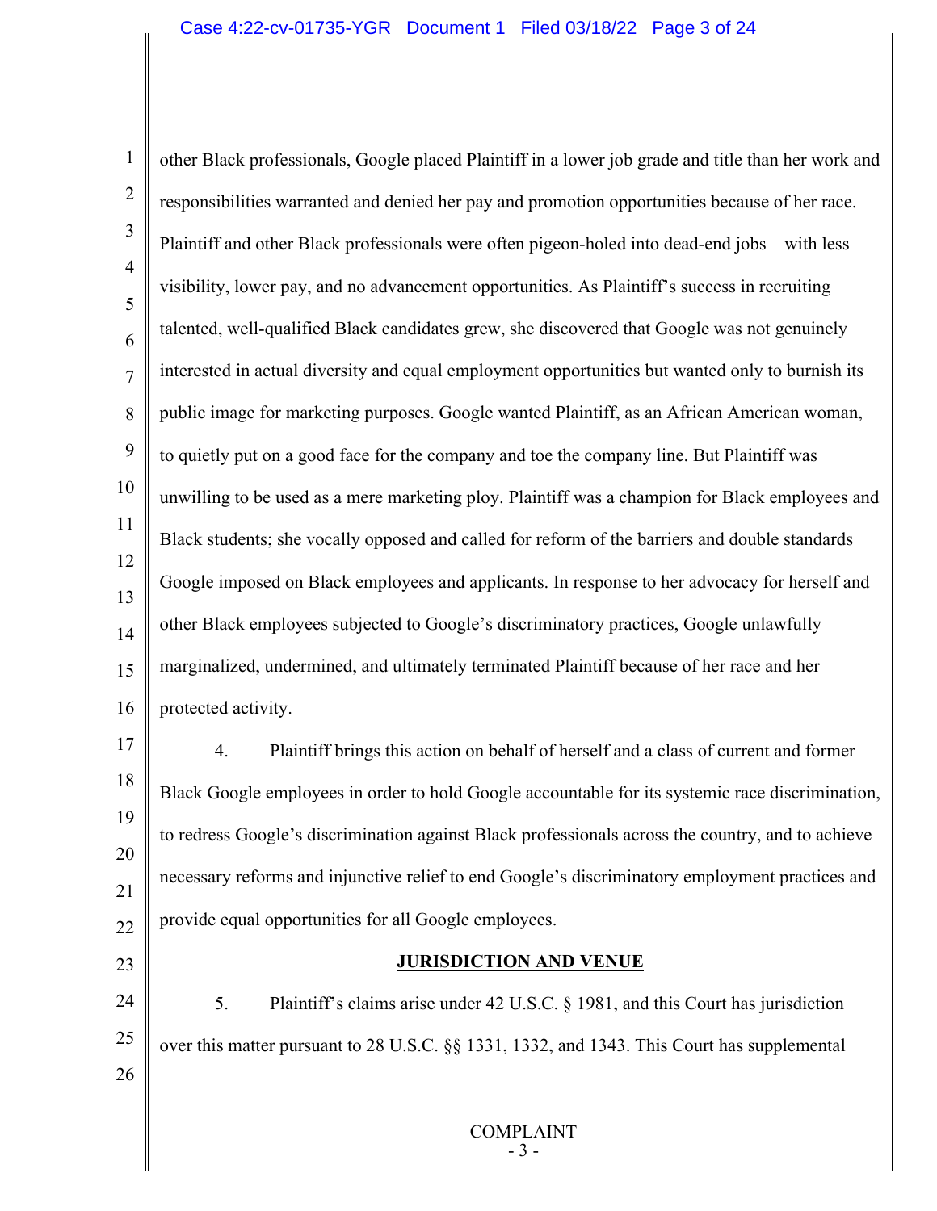other Black professionals, Google placed Plaintiff in a lower job grade and title than her work and responsibilities warranted and denied her pay and promotion opportunities because of her race. Plaintiff and other Black professionals were often pigeon-holed into dead-end jobs—with less visibility, lower pay, and no advancement opportunities. As Plaintiff's success in recruiting talented, well-qualified Black candidates grew, she discovered that Google was not genuinely interested in actual diversity and equal employment opportunities but wanted only to burnish its public image for marketing purposes. Google wanted Plaintiff, as an African American woman, to quietly put on a good face for the company and toe the company line. But Plaintiff was unwilling to be used as a mere marketing ploy. Plaintiff was a champion for Black employees and Black students; she vocally opposed and called for reform of the barriers and double standards Google imposed on Black employees and applicants. In response to her advocacy for herself and other Black employees subjected to Google's discriminatory practices, Google unlawfully marginalized, undermined, and ultimately terminated Plaintiff because of her race and her protected activity.

4. Plaintiff brings this action on behalf of herself and a class of current and former Black Google employees in order to hold Google accountable for its systemic race discrimination, to redress Google's discrimination against Black professionals across the country, and to achieve necessary reforms and injunctive relief to end Google's discriminatory employment practices and provide equal opportunities for all Google employees.

## JURISDICTION AND VENUE

5. Plaintiff's claims arise under 42 U.S.C. § 1981, and this Court has jurisdiction over this matter pursuant to 28 U.S.C. §§ 1331, 1332, and 1343. This Court has supplemental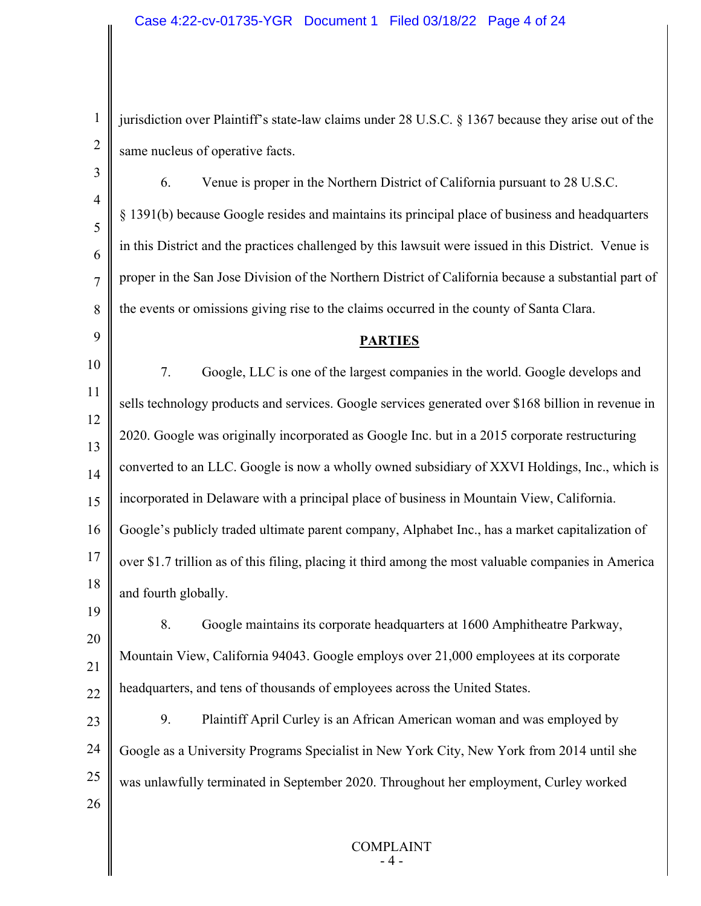jurisdiction over Plaintiff's state-law claims under 28 U.S.C. § 1367 because they arise out of the same nucleus of operative facts.

6. Venue is proper in the Northern District of California pursuant to 28 U.S.C. § 1391(b) because Google resides and maintains its principal place of business and headquarters in this District and the practices challenged by this lawsuit were issued in this District. Venue is proper in the San Jose Division of the Northern District of California because a substantial part of the events or omissions giving rise to the claims occurred in the county of Santa Clara.

## PARTIES

7. Google, LLC is one of the largest companies in the world. Google develops and sells technology products and services. Google services generated over $168 billion in revenue in 2020. Google was originally incorporated as Google Inc. but in a 2015 corporate restructuring converted to an LLC. Google is now a wholly owned subsidiary of XXVI Holdings, Inc., which is incorporated in Delaware with a principal place of business in Mountain View, California. Google's publicly traded ultimate parent company, Alphabet Inc., has a market capitalization of over $1.7 trillion as of this filing, placing it third among the most valuable companies in America and fourth globally.

8. Google maintains its corporate headquarters at 1600 Amphitheatre Parkway, Mountain View, California 94043. Google employs over 21,000 employees at its corporate headquarters, and tens of thousands of employees across the United States.

9. Plaintiff April Curley is an African American woman and was employed by Google as a University Programs Specialist in New York City, New York from 2014 until she was unlawfully terminated in September 2020. Throughout her employment, Curley worked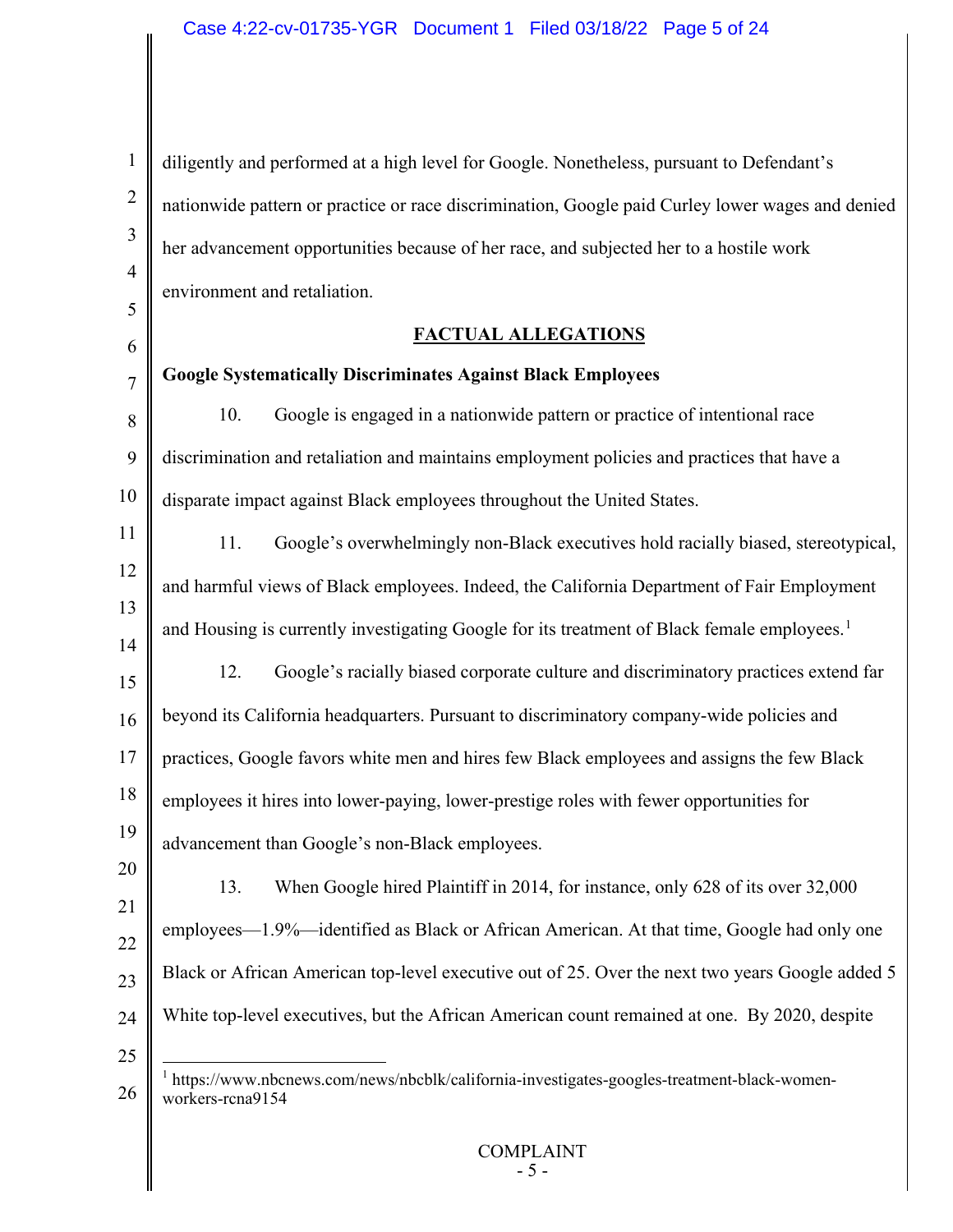diligently and performed at a high level for Google. Nonetheless, pursuant to Defendant's nationwide pattern or practice or race discrimination, Google paid Curley lower wages and denied her advancement opportunities because of her race, and subjected her to a hostile work environment and retaliation.

## FACTUAL ALLEGATIONS

### Google Systematically Discriminates Against Black Employees

10. Google is engaged in a nationwide pattern or practice of intentional race discrimination and retaliation and maintains employment policies and practices that have a disparate impact against Black employees throughout the United States.

11. Google's overwhelmingly non-Black executives hold racially biased, stereotypical, and harmful views of Black employees. Indeed, the California Department of Fair Employment and Housing is currently investigating Google for its treatment of Black female employees.[1]

12. Google's racially biased corporate culture and discriminatory practices extend far beyond its California headquarters. Pursuant to discriminatory company-wide policies and practices, Google favors white men and hires few Black employees and assigns the few Black employees it hires into lower-paying, lower-prestige roles with fewer opportunities for advancement than Google's non-Black employees.

13. When Google hired Plaintiff in 2014, for instance, only 628 of its over 32,000 employees—1.9%—identified as Black or African American. At that time, Google had only one Black or African American top-level executive out of 25. Over the next two years Google added 5 White top-level executives, but the African American count remained at one. By 2020, despite

[1] https://www.nbcnews.com/news/nbcblk/california-investigates-googles-treatment-black-women-workers-rcna9154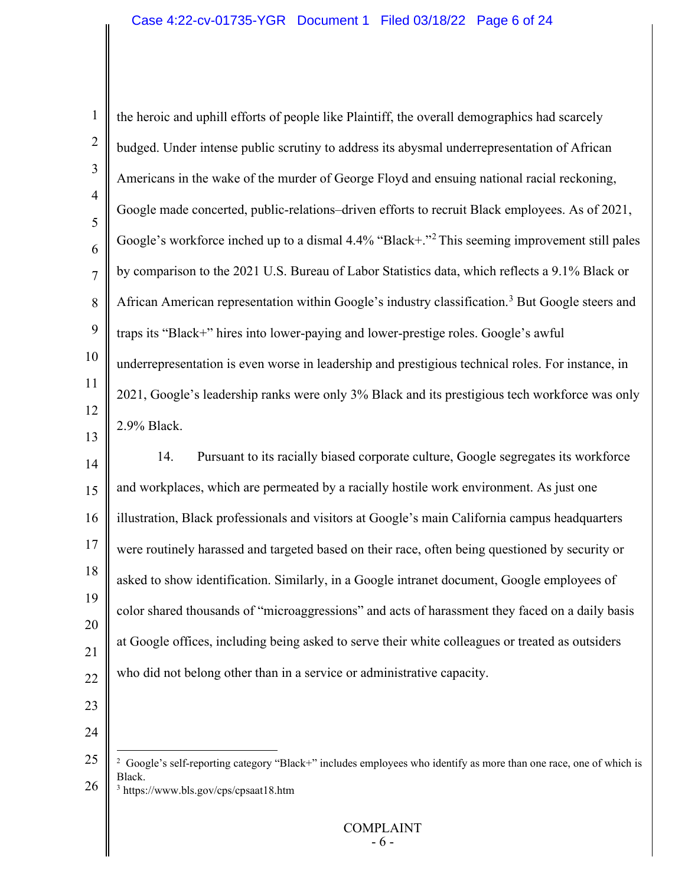the heroic and uphill efforts of people like Plaintiff, the overall demographics had scarcely budged. Under intense public scrutiny to address its abysmal underrepresentation of African Americans in the wake of the murder of George Floyd and ensuing national racial reckoning, Google made concerted, public-relations–driven efforts to recruit Black employees. As of 2021, Google's workforce inched up to a dismal 4.4% "Black+."[2] This seeming improvement still pales by comparison to the 2021 U.S. Bureau of Labor Statistics data, which reflects a 9.1% Black or African American representation within Google's industry classification.[3] But Google steers and traps its "Black+" hires into lower-paying and lower-prestige roles. Google's awful underrepresentation is even worse in leadership and prestigious technical roles. For instance, in 2021, Google's leadership ranks were only 3% Black and its prestigious tech workforce was only 2.9% Black.

14. Pursuant to its racially biased corporate culture, Google segregates its workforce and workplaces, which are permeated by a racially hostile work environment. As just one illustration, Black professionals and visitors at Google's main California campus headquarters were routinely harassed and targeted based on their race, often being questioned by security or asked to show identification. Similarly, in a Google intranet document, Google employees of color shared thousands of "microaggressions" and acts of harassment they faced on a daily basis at Google offices, including being asked to serve their white colleagues or treated as outsiders who did not belong other than in a service or administrative capacity.

---

[2] Google's self-reporting category "Black+" includes employees who identify as more than one race, one of which is Black.

[3] https://www.bls.gov/cps/cpsaat18.htm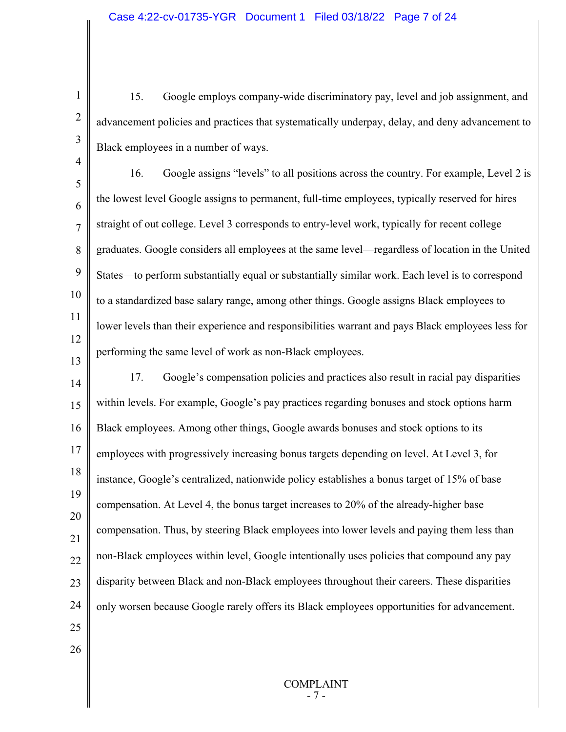15. Google employs company-wide discriminatory pay, level and job assignment, and advancement policies and practices that systematically underpay, delay, and deny advancement to Black employees in a number of ways.

16. Google assigns "levels" to all positions across the country. For example, Level 2 is the lowest level Google assigns to permanent, full-time employees, typically reserved for hires straight of out college. Level 3 corresponds to entry-level work, typically for recent college graduates. Google considers all employees at the same level—regardless of location in the United States—to perform substantially equal or substantially similar work. Each level is to correspond to a standardized base salary range, among other things. Google assigns Black employees to lower levels than their experience and responsibilities warrant and pays Black employees less for performing the same level of work as non-Black employees.

17. Google's compensation policies and practices also result in racial pay disparities within levels. For example, Google's pay practices regarding bonuses and stock options harm Black employees. Among other things, Google awards bonuses and stock options to its employees with progressively increasing bonus targets depending on level. At Level 3, for instance, Google's centralized, nationwide policy establishes a bonus target of 15% of base compensation. At Level 4, the bonus target increases to 20% of the already-higher base compensation. Thus, by steering Black employees into lower levels and paying them less than non-Black employees within level, Google intentionally uses policies that compound any pay disparity between Black and non-Black employees throughout their careers. These disparities only worsen because Google rarely offers its Black employees opportunities for advancement.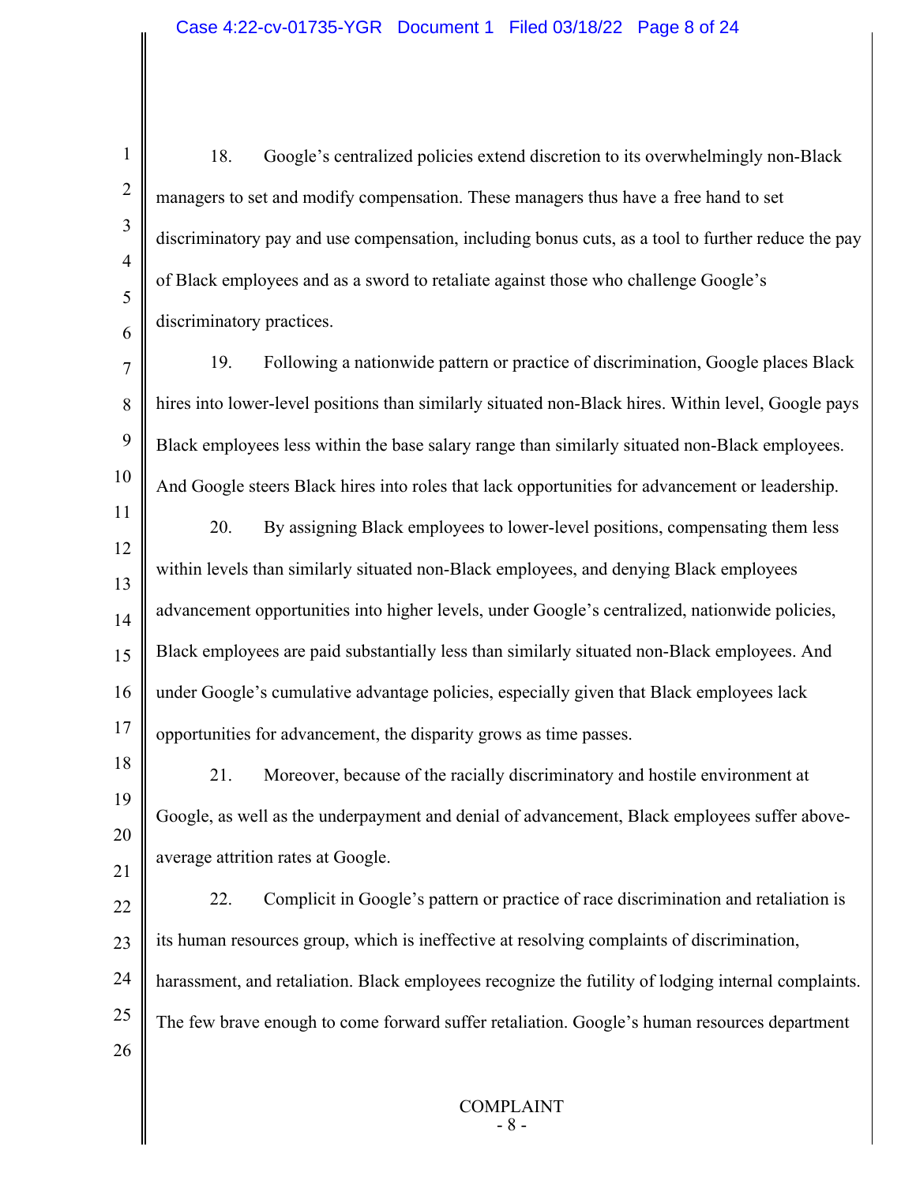18. Google's centralized policies extend discretion to its overwhelmingly non-Black managers to set and modify compensation. These managers thus have a free hand to set discriminatory pay and use compensation, including bonus cuts, as a tool to further reduce the pay of Black employees and as a sword to retaliate against those who challenge Google's discriminatory practices.

19. Following a nationwide pattern or practice of discrimination, Google places Black hires into lower-level positions than similarly situated non-Black hires. Within level, Google pays Black employees less within the base salary range than similarly situated non-Black employees. And Google steers Black hires into roles that lack opportunities for advancement or leadership.

20. By assigning Black employees to lower-level positions, compensating them less within levels than similarly situated non-Black employees, and denying Black employees advancement opportunities into higher levels, under Google's centralized, nationwide policies, Black employees are paid substantially less than similarly situated non-Black employees. And under Google's cumulative advantage policies, especially given that Black employees lack opportunities for advancement, the disparity grows as time passes.

21. Moreover, because of the racially discriminatory and hostile environment at Google, as well as the underpayment and denial of advancement, Black employees suffer above-average attrition rates at Google.

22. Complicit in Google's pattern or practice of race discrimination and retaliation is its human resources group, which is ineffective at resolving complaints of discrimination, harassment, and retaliation. Black employees recognize the futility of lodging internal complaints. The few brave enough to come forward suffer retaliation. Google's human resources department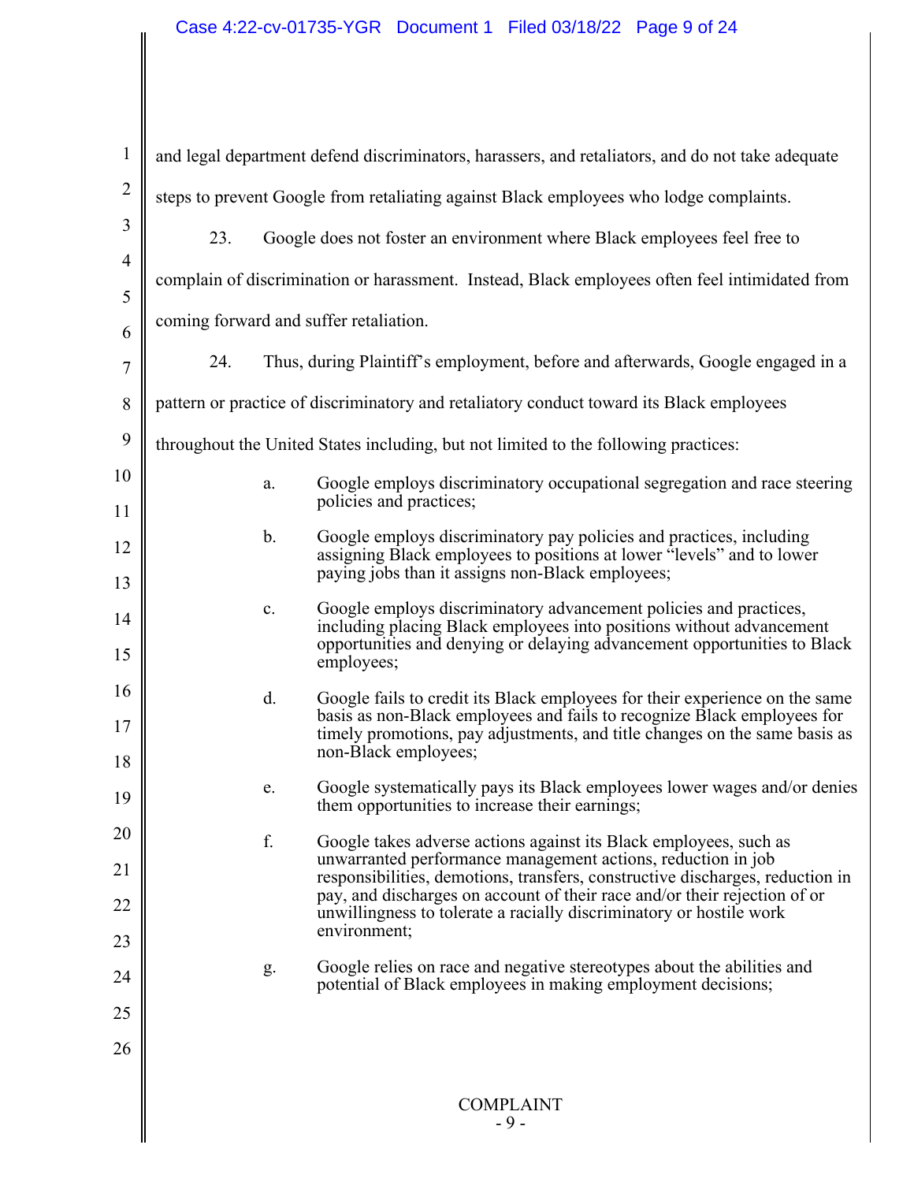and legal department defend discriminators, harassers, and retaliators, and do not take adequate steps to prevent Google from retaliating against Black employees who lodge complaints.

23. Google does not foster an environment where Black employees feel free to complain of discrimination or harassment. Instead, Black employees often feel intimidated from coming forward and suffer retaliation.

24. Thus, during Plaintiff's employment, before and afterwards, Google engaged in a pattern or practice of discriminatory and retaliatory conduct toward its Black employees throughout the United States including, but not limited to the following practices:

a. Google employs discriminatory occupational segregation and race steering policies and practices;

b. Google employs discriminatory pay policies and practices, including assigning Black employees to positions at lower "levels" and to lower paying jobs than it assigns non-Black employees;

c. Google employs discriminatory advancement policies and practices, including placing Black employees into positions without advancement opportunities and denying or delaying advancement opportunities to Black employees;

d. Google fails to credit its Black employees for their experience on the same basis as non-Black employees and fails to recognize Black employees for timely promotions, pay adjustments, and title changes on the same basis as non-Black employees;

e. Google systematically pays its Black employees lower wages and/or denies them opportunities to increase their earnings;

f. Google takes adverse actions against its Black employees, such as unwarranted performance management actions, reduction in job responsibilities, demotions, transfers, constructive discharges, reduction in pay, and discharges on account of their race and/or their rejection of or unwillingness to tolerate a racially discriminatory or hostile work environment;

g. Google relies on race and negative stereotypes about the abilities and potential of Black employees in making employment decisions;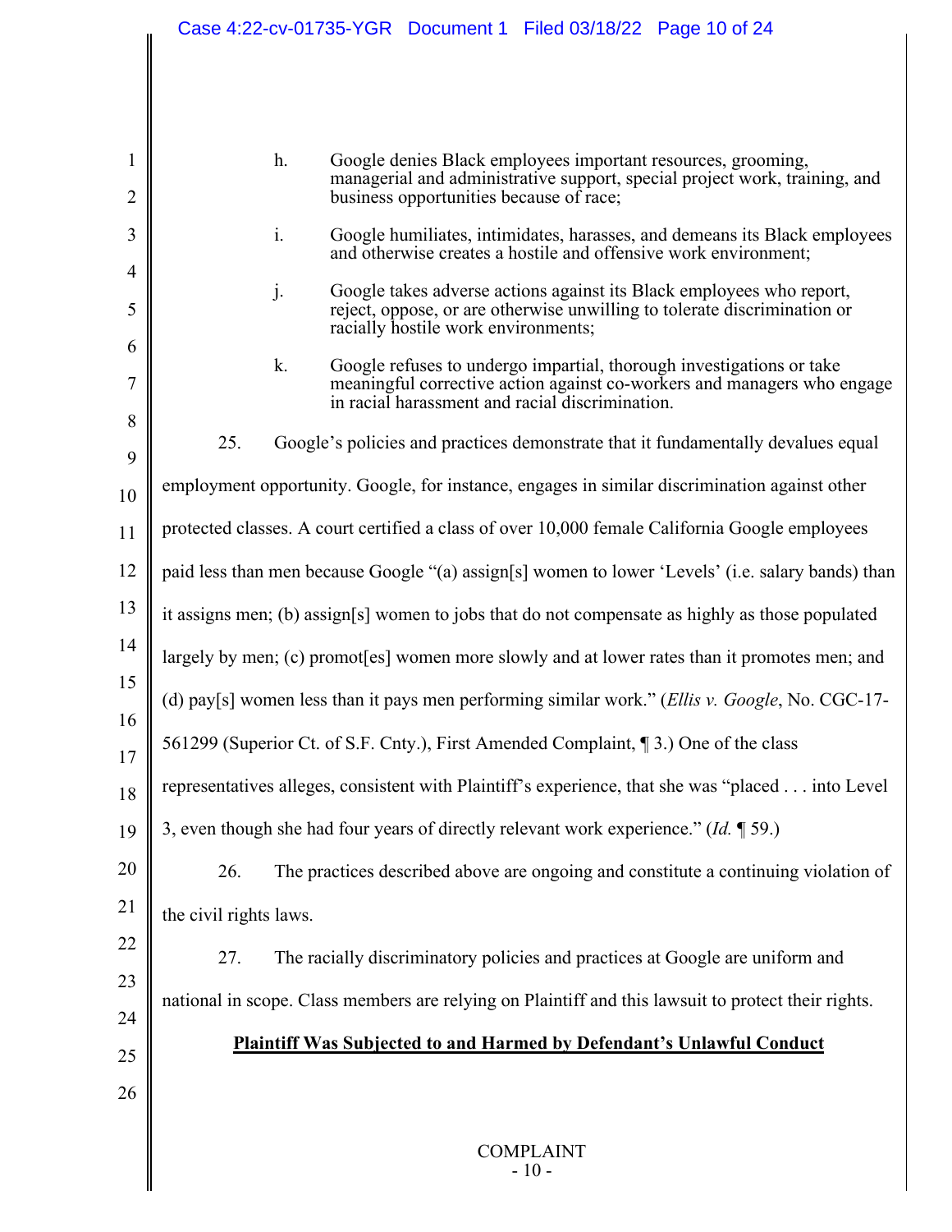h. Google denies Black employees important resources, grooming, managerial and administrative support, special project work, training, and business opportunities because of race;

i. Google humiliates, intimidates, harasses, and demeans its Black employees and otherwise creates a hostile and offensive work environment;

j. Google takes adverse actions against its Black employees who report, reject, oppose, or are otherwise unwilling to tolerate discrimination or racially hostile work environments;

k. Google refuses to undergo impartial, thorough investigations or take meaningful corrective action against co-workers and managers who engage in racial harassment and racial discrimination.

25. Google's policies and practices demonstrate that it fundamentally devalues equal employment opportunity. Google, for instance, engages in similar discrimination against other protected classes. A court certified a class of over 10,000 female California Google employees paid less than men because Google "(a) assign[s] women to lower 'Levels' (i.e. salary bands) than it assigns men; (b) assign[s] women to jobs that do not compensate as highly as those populated largely by men; (c) promot[es] women more slowly and at lower rates than it promotes men; and (d) pay[s] women less than it pays men performing similar work." (*Ellis v. Google*, No. CGC-17-561299 (Superior Ct. of S.F. Cnty.), First Amended Complaint, ¶ 3.) One of the class representatives alleges, consistent with Plaintiff's experience, that she was "placed . . . into Level 3, even though she had four years of directly relevant work experience." (*Id.* ¶ 59.)

26. The practices described above are ongoing and constitute a continuing violation of the civil rights laws.

27. The racially discriminatory policies and practices at Google are uniform and national in scope. Class members are relying on Plaintiff and this lawsuit to protect their rights.

**Plaintiff Was Subjected to and Harmed by Defendant's Unlawful Conduct**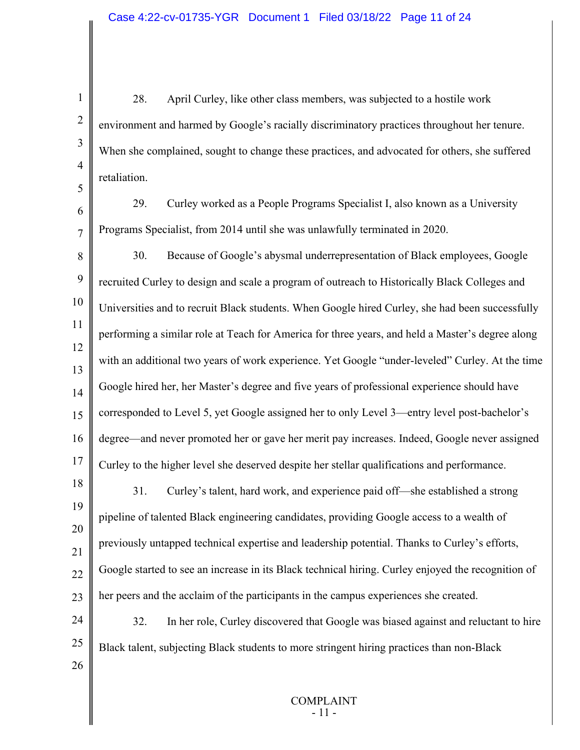28. April Curley, like other class members, was subjected to a hostile work environment and harmed by Google's racially discriminatory practices throughout her tenure. When she complained, sought to change these practices, and advocated for others, she suffered retaliation.

29. Curley worked as a People Programs Specialist I, also known as a University Programs Specialist, from 2014 until she was unlawfully terminated in 2020.

30. Because of Google's abysmal underrepresentation of Black employees, Google recruited Curley to design and scale a program of outreach to Historically Black Colleges and Universities and to recruit Black students. When Google hired Curley, she had been successfully performing a similar role at Teach for America for three years, and held a Master's degree along with an additional two years of work experience. Yet Google "under-leveled" Curley. At the time Google hired her, her Master's degree and five years of professional experience should have corresponded to Level 5, yet Google assigned her to only Level 3—entry level post-bachelor's degree—and never promoted her or gave her merit pay increases. Indeed, Google never assigned Curley to the higher level she deserved despite her stellar qualifications and performance.

31. Curley's talent, hard work, and experience paid off—she established a strong pipeline of talented Black engineering candidates, providing Google access to a wealth of previously untapped technical expertise and leadership potential. Thanks to Curley's efforts, Google started to see an increase in its Black technical hiring. Curley enjoyed the recognition of her peers and the acclaim of the participants in the campus experiences she created.

32. In her role, Curley discovered that Google was biased against and reluctant to hire Black talent, subjecting Black students to more stringent hiring practices than non-Black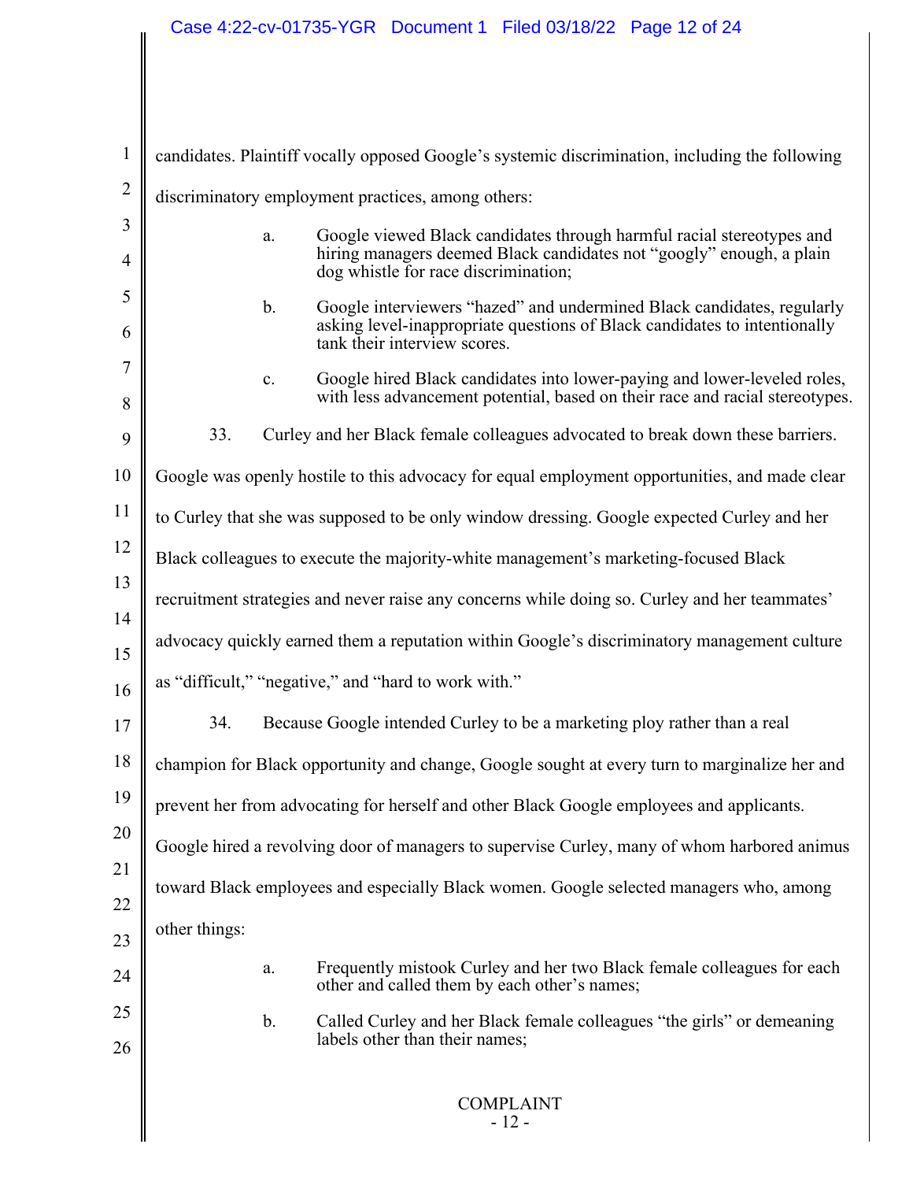candidates. Plaintiff vocally opposed Google's systemic discrimination, including the following discriminatory employment practices, among others:

a. Google viewed Black candidates through harmful racial stereotypes and hiring managers deemed Black candidates not "googly" enough, a plain dog whistle for race discrimination;

b. Google interviewers "hazed" and undermined Black candidates, regularly asking level-inappropriate questions of Black candidates to intentionally tank their interview scores.

c. Google hired Black candidates into lower-paying and lower-leveled roles, with less advancement potential, based on their race and racial stereotypes.

33. Curley and her Black female colleagues advocated to break down these barriers. Google was openly hostile to this advocacy for equal employment opportunities, and made clear to Curley that she was supposed to be only window dressing. Google expected Curley and her Black colleagues to execute the majority-white management's marketing-focused Black recruitment strategies and never raise any concerns while doing so. Curley and her teammates' advocacy quickly earned them a reputation within Google's discriminatory management culture as "difficult," "negative," and "hard to work with."

34. Because Google intended Curley to be a marketing ploy rather than a real champion for Black opportunity and change, Google sought at every turn to marginalize her and prevent her from advocating for herself and other Black Google employees and applicants. Google hired a revolving door of managers to supervise Curley, many of whom harbored animus toward Black employees and especially Black women. Google selected managers who, among other things:

a. Frequently mistook Curley and her two Black female colleagues for each other and called them by each other's names;

b. Called Curley and her Black female colleagues "the girls" or demeaning labels other than their names;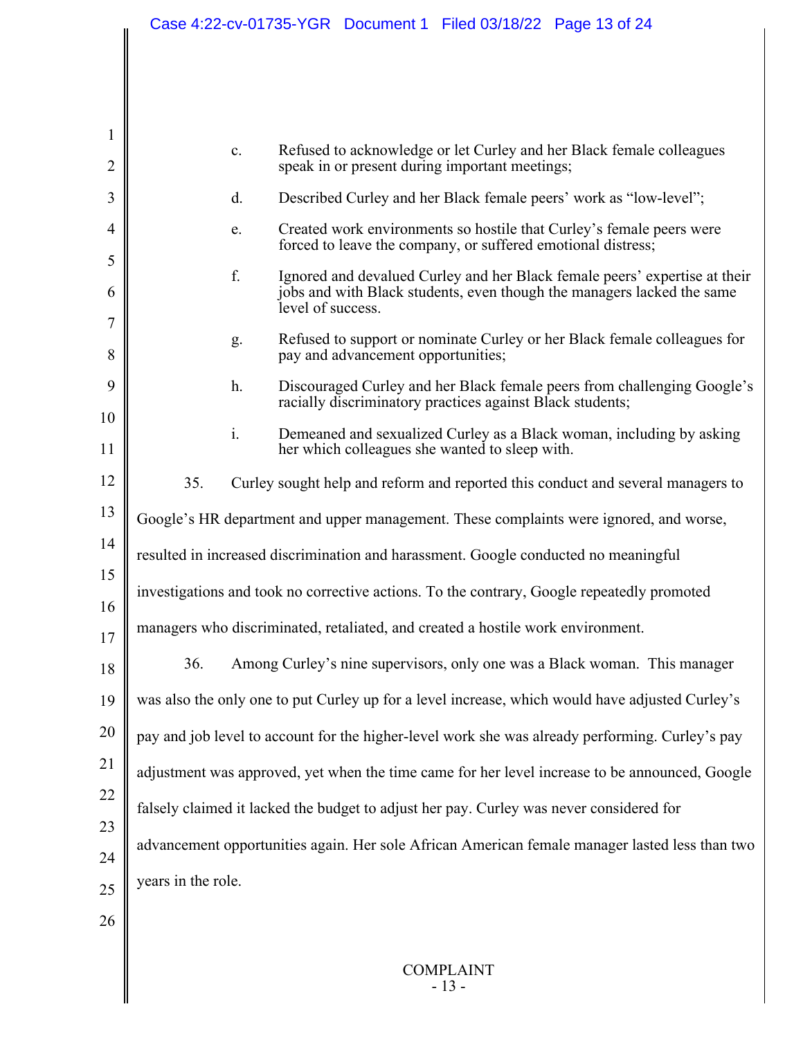c. Refused to acknowledge or let Curley and her Black female colleagues speak in or present during important meetings;

d. Described Curley and her Black female peers' work as "low-level";

e. Created work environments so hostile that Curley's female peers were forced to leave the company, or suffered emotional distress;

f. Ignored and devalued Curley and her Black female peers' expertise at their jobs and with Black students, even though the managers lacked the same level of success.

g. Refused to support or nominate Curley or her Black female colleagues for pay and advancement opportunities;

h. Discouraged Curley and her Black female peers from challenging Google's racially discriminatory practices against Black students;

i. Demeaned and sexualized Curley as a Black woman, including by asking her which colleagues she wanted to sleep with.

35. Curley sought help and reform and reported this conduct and several managers to Google's HR department and upper management. These complaints were ignored, and worse, resulted in increased discrimination and harassment. Google conducted no meaningful investigations and took no corrective actions. To the contrary, Google repeatedly promoted managers who discriminated, retaliated, and created a hostile work environment.

36. Among Curley's nine supervisors, only one was a Black woman. This manager was also the only one to put Curley up for a level increase, which would have adjusted Curley's pay and job level to account for the higher-level work she was already performing. Curley's pay adjustment was approved, yet when the time came for her level increase to be announced, Google falsely claimed it lacked the budget to adjust her pay. Curley was never considered for advancement opportunities again. Her sole African American female manager lasted less than two years in the role.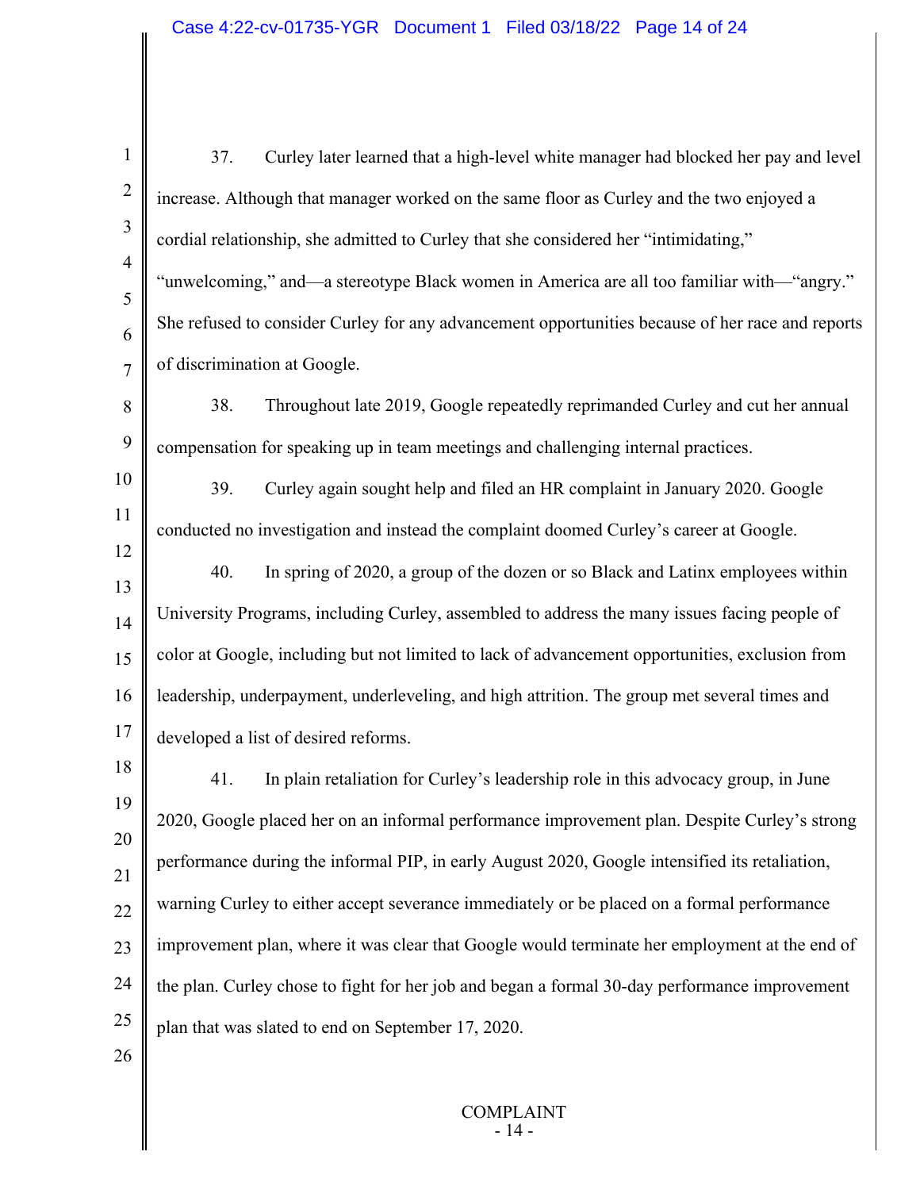37. Curley later learned that a high-level white manager had blocked her pay and level increase. Although that manager worked on the same floor as Curley and the two enjoyed a cordial relationship, she admitted to Curley that she considered her "intimidating," "unwelcoming," and—a stereotype Black women in America are all too familiar with—"angry." She refused to consider Curley for any advancement opportunities because of her race and reports of discrimination at Google.

38. Throughout late 2019, Google repeatedly reprimanded Curley and cut her annual compensation for speaking up in team meetings and challenging internal practices.

39. Curley again sought help and filed an HR complaint in January 2020. Google conducted no investigation and instead the complaint doomed Curley's career at Google.

40. In spring of 2020, a group of the dozen or so Black and Latinx employees within University Programs, including Curley, assembled to address the many issues facing people of color at Google, including but not limited to lack of advancement opportunities, exclusion from leadership, underpayment, underleveling, and high attrition. The group met several times and developed a list of desired reforms.

41. In plain retaliation for Curley's leadership role in this advocacy group, in June 2020, Google placed her on an informal performance improvement plan. Despite Curley's strong performance during the informal PIP, in early August 2020, Google intensified its retaliation, warning Curley to either accept severance immediately or be placed on a formal performance improvement plan, where it was clear that Google would terminate her employment at the end of the plan. Curley chose to fight for her job and began a formal 30-day performance improvement plan that was slated to end on September 17, 2020.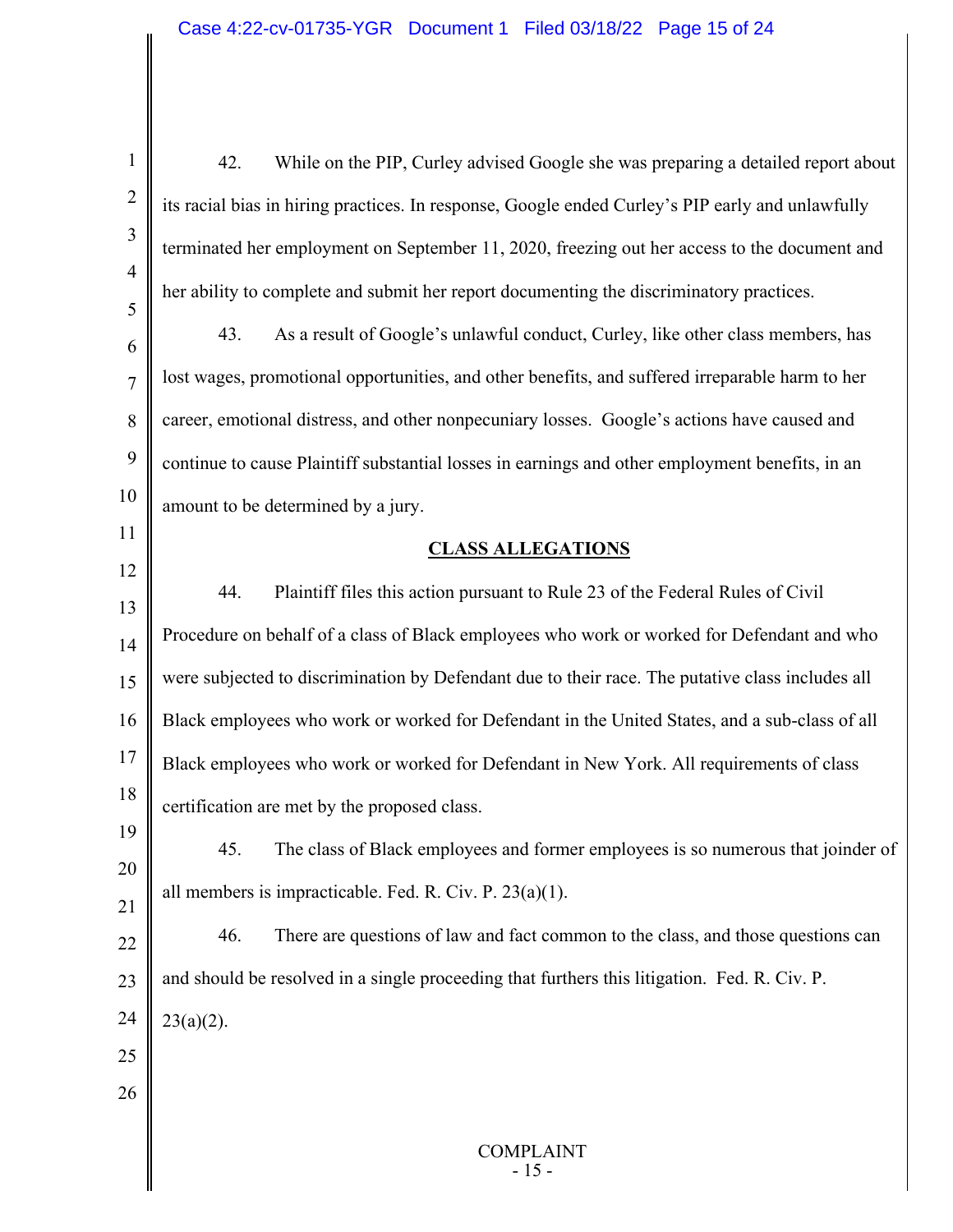42. While on the PIP, Curley advised Google she was preparing a detailed report about its racial bias in hiring practices. In response, Google ended Curley's PIP early and unlawfully terminated her employment on September 11, 2020, freezing out her access to the document and her ability to complete and submit her report documenting the discriminatory practices.

43. As a result of Google's unlawful conduct, Curley, like other class members, has lost wages, promotional opportunities, and other benefits, and suffered irreparable harm to her career, emotional distress, and other nonpecuniary losses. Google's actions have caused and continue to cause Plaintiff substantial losses in earnings and other employment benefits, in an amount to be determined by a jury.

## CLASS ALLEGATIONS

44. Plaintiff files this action pursuant to Rule 23 of the Federal Rules of Civil Procedure on behalf of a class of Black employees who work or worked for Defendant and who were subjected to discrimination by Defendant due to their race. The putative class includes all Black employees who work or worked for Defendant in the United States, and a sub-class of all Black employees who work or worked for Defendant in New York. All requirements of class certification are met by the proposed class.

45. The class of Black employees and former employees is so numerous that joinder of all members is impracticable. Fed. R. Civ. P. 23(a)(1).

46. There are questions of law and fact common to the class, and those questions can and should be resolved in a single proceeding that furthers this litigation. Fed. R. Civ. P. 23(a)(2).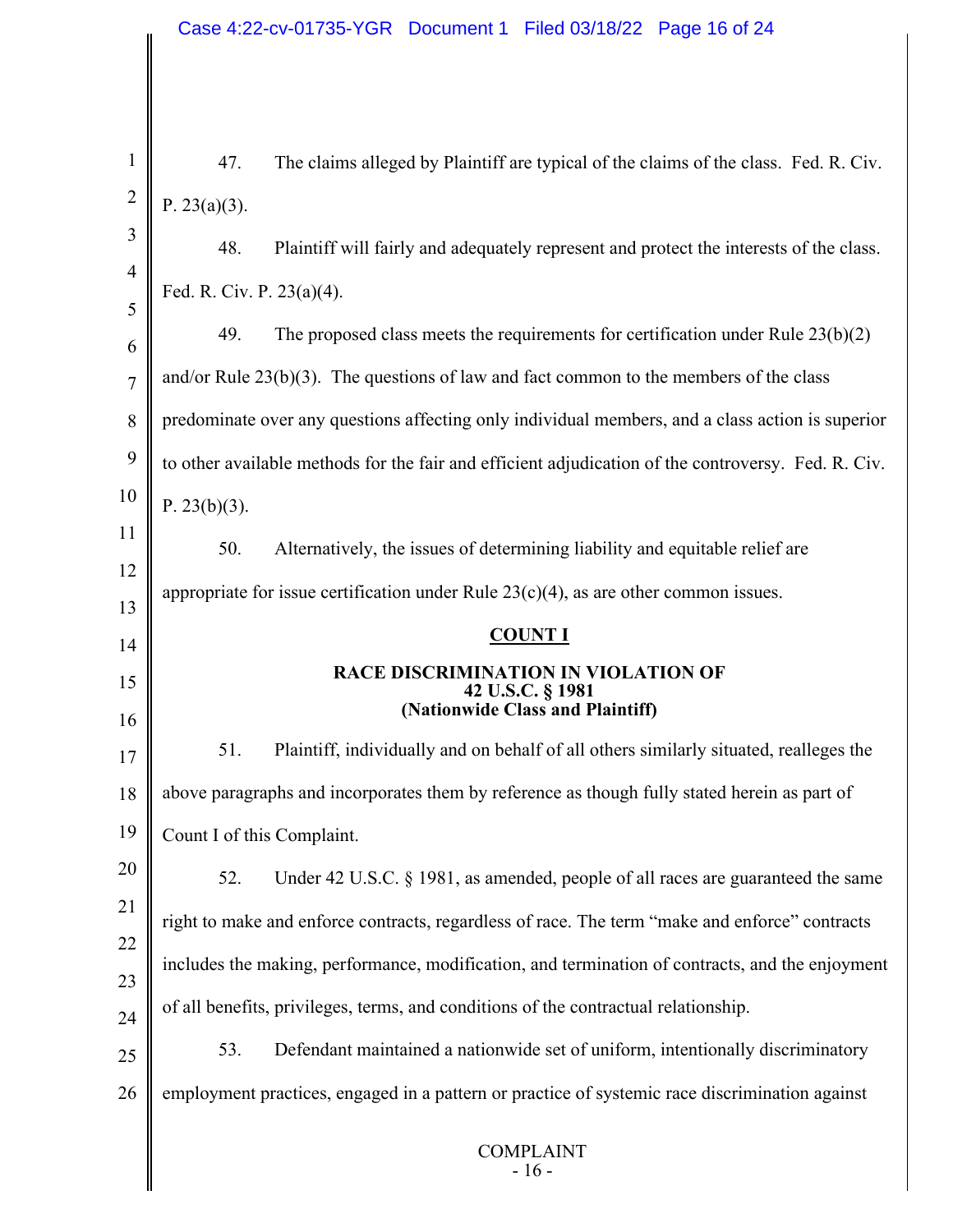47. The claims alleged by Plaintiff are typical of the claims of the class. Fed. R. Civ. P. 23(a)(3).

48. Plaintiff will fairly and adequately represent and protect the interests of the class. Fed. R. Civ. P. 23(a)(4).

49. The proposed class meets the requirements for certification under Rule 23(b)(2) and/or Rule 23(b)(3). The questions of law and fact common to the members of the class predominate over any questions affecting only individual members, and a class action is superior to other available methods for the fair and efficient adjudication of the controversy. Fed. R. Civ. P. 23(b)(3).

50. Alternatively, the issues of determining liability and equitable relief are appropriate for issue certification under Rule 23(c)(4), as are other common issues.

## COUNT I

### RACE DISCRIMINATION IN VIOLATION OF 42 U.S.C. § 1981 (Nationwide Class and Plaintiff)

51. Plaintiff, individually and on behalf of all others similarly situated, realleges the above paragraphs and incorporates them by reference as though fully stated herein as part of Count I of this Complaint.

52. Under 42 U.S.C. § 1981, as amended, people of all races are guaranteed the same right to make and enforce contracts, regardless of race. The term "make and enforce" contracts includes the making, performance, modification, and termination of contracts, and the enjoyment of all benefits, privileges, terms, and conditions of the contractual relationship.

53. Defendant maintained a nationwide set of uniform, intentionally discriminatory employment practices, engaged in a pattern or practice of systemic race discrimination against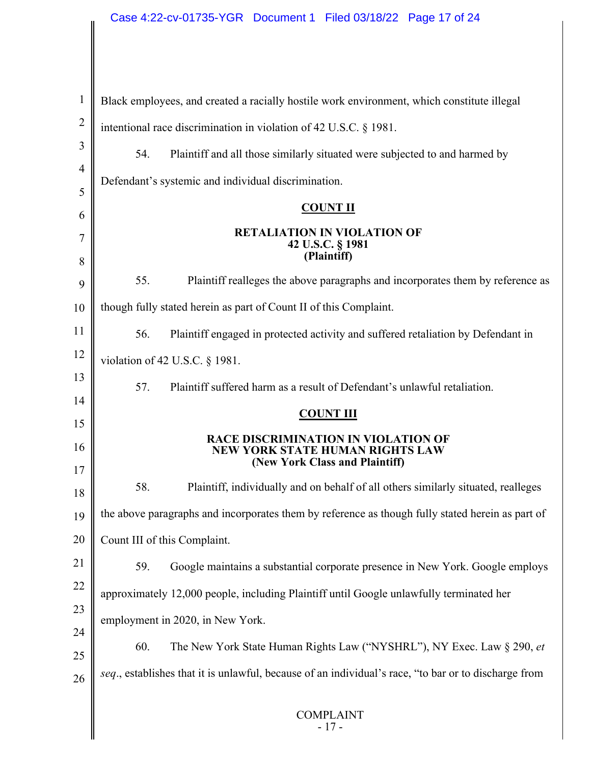Black employees, and created a racially hostile work environment, which constitute illegal intentional race discrimination in violation of 42 U.S.C. § 1981.

54. Plaintiff and all those similarly situated were subjected to and harmed by Defendant's systemic and individual discrimination.

**COUNT II**

**RETALIATION IN VIOLATION OF**
**42 U.S.C. § 1981**
**(Plaintiff)**

55. Plaintiff realleges the above paragraphs and incorporates them by reference as though fully stated herein as part of Count II of this Complaint.

56. Plaintiff engaged in protected activity and suffered retaliation by Defendant in violation of 42 U.S.C. § 1981.

57. Plaintiff suffered harm as a result of Defendant's unlawful retaliation.

**COUNT III**

**RACE DISCRIMINATION IN VIOLATION OF**
**NEW YORK STATE HUMAN RIGHTS LAW**
**(New York Class and Plaintiff)**

58. Plaintiff, individually and on behalf of all others similarly situated, realleges the above paragraphs and incorporates them by reference as though fully stated herein as part of Count III of this Complaint.

59. Google maintains a substantial corporate presence in New York. Google employs approximately 12,000 people, including Plaintiff until Google unlawfully terminated her employment in 2020, in New York.

60. The New York State Human Rights Law ("NYSHRL"), NY Exec. Law § 290, *et seq*., establishes that it is unlawful, because of an individual's race, "to bar or to discharge from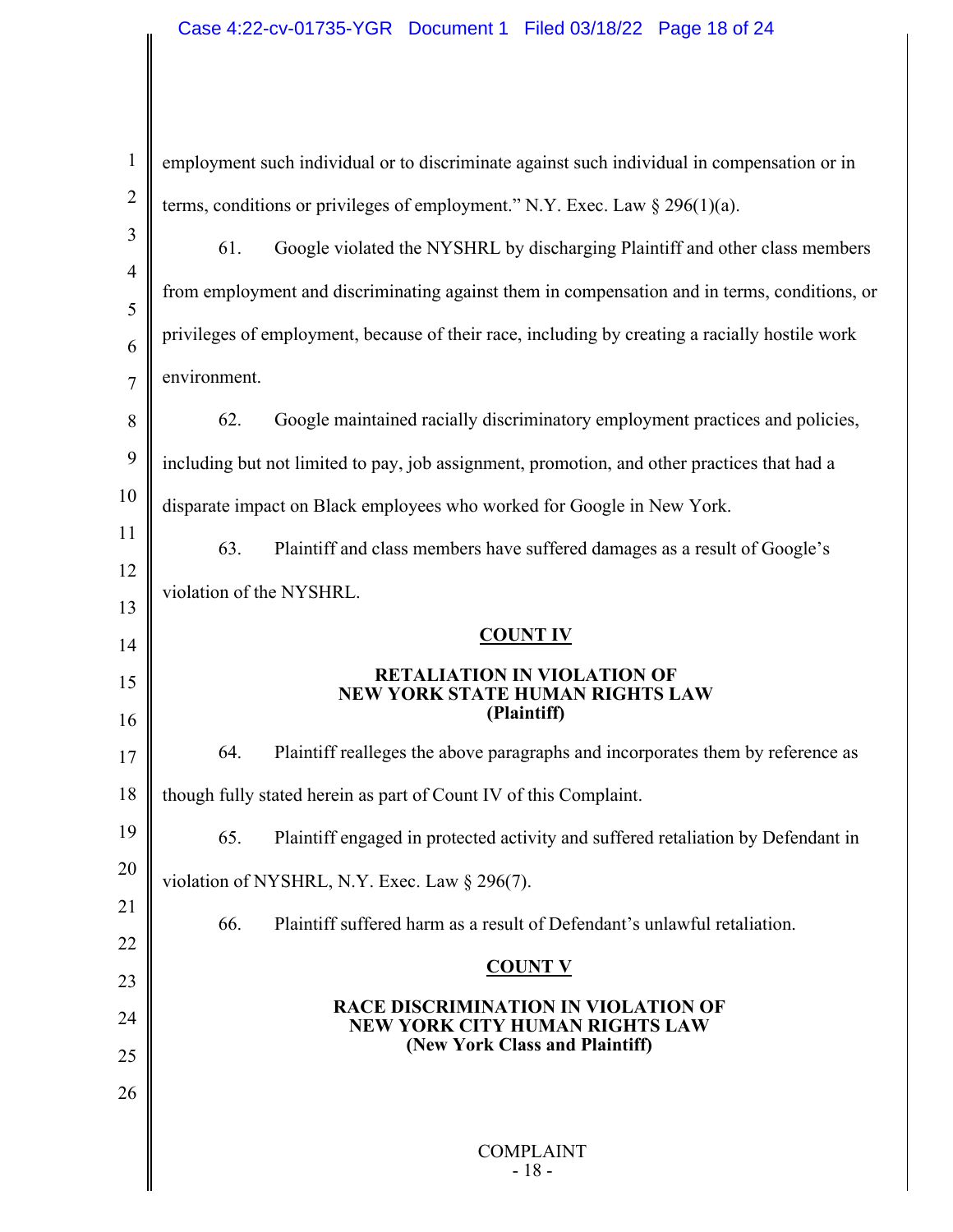employment such individual or to discriminate against such individual in compensation or in terms, conditions or privileges of employment." N.Y. Exec. Law § 296(1)(a).

61. Google violated the NYSHRL by discharging Plaintiff and other class members from employment and discriminating against them in compensation and in terms, conditions, or privileges of employment, because of their race, including by creating a racially hostile work environment.

62. Google maintained racially discriminatory employment practices and policies, including but not limited to pay, job assignment, promotion, and other practices that had a disparate impact on Black employees who worked for Google in New York.

63. Plaintiff and class members have suffered damages as a result of Google's violation of the NYSHRL.

## COUNT IV

### RETALIATION IN VIOLATION OF NEW YORK STATE HUMAN RIGHTS LAW (Plaintiff)

64. Plaintiff realleges the above paragraphs and incorporates them by reference as though fully stated herein as part of Count IV of this Complaint.

65. Plaintiff engaged in protected activity and suffered retaliation by Defendant in violation of NYSHRL, N.Y. Exec. Law § 296(7).

66. Plaintiff suffered harm as a result of Defendant's unlawful retaliation.

## COUNT V

### RACE DISCRIMINATION IN VIOLATION OF NEW YORK CITY HUMAN RIGHTS LAW (New York Class and Plaintiff)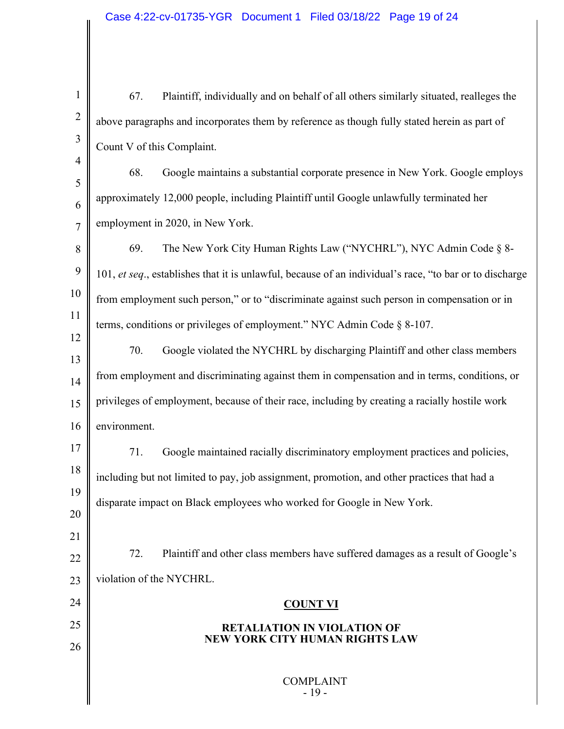67. Plaintiff, individually and on behalf of all others similarly situated, realleges the above paragraphs and incorporates them by reference as though fully stated herein as part of Count V of this Complaint.

68. Google maintains a substantial corporate presence in New York. Google employs approximately 12,000 people, including Plaintiff until Google unlawfully terminated her employment in 2020, in New York.

69. The New York City Human Rights Law ("NYCHRL"), NYC Admin Code § 8-101, *et seq*., establishes that it is unlawful, because of an individual's race, "to bar or to discharge from employment such person," or to "discriminate against such person in compensation or in terms, conditions or privileges of employment." NYC Admin Code § 8-107.

70. Google violated the NYCHRL by discharging Plaintiff and other class members from employment and discriminating against them in compensation and in terms, conditions, or privileges of employment, because of their race, including by creating a racially hostile work environment.

71. Google maintained racially discriminatory employment practices and policies, including but not limited to pay, job assignment, promotion, and other practices that had a disparate impact on Black employees who worked for Google in New York.

72. Plaintiff and other class members have suffered damages as a result of Google's violation of the NYCHRL.

## COUNT VI

### RETALIATION IN VIOLATION OF NEW YORK CITY HUMAN RIGHTS LAW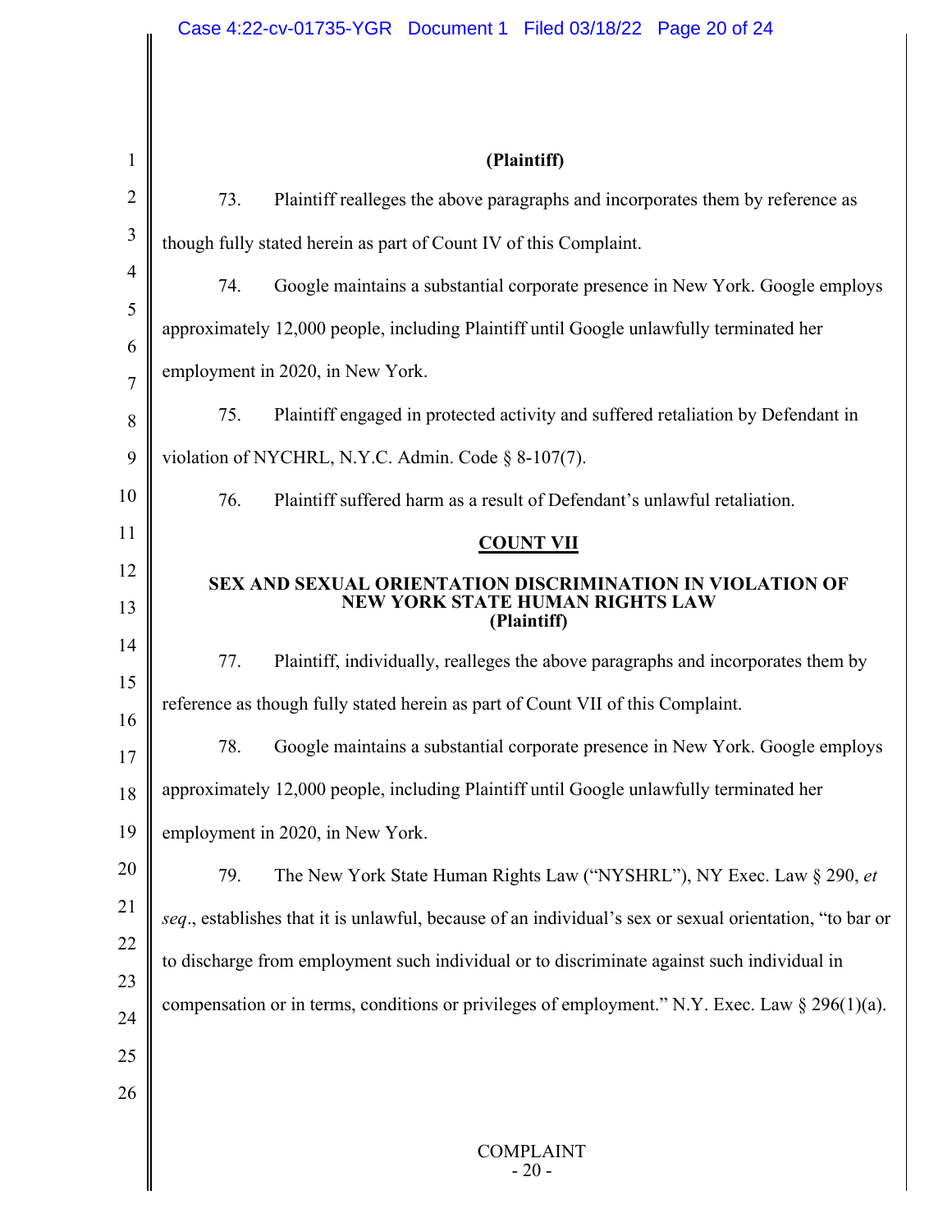**(Plaintiff)**

73. Plaintiff realleges the above paragraphs and incorporates them by reference as though fully stated herein as part of Count IV of this Complaint.

74. Google maintains a substantial corporate presence in New York. Google employs approximately 12,000 people, including Plaintiff until Google unlawfully terminated her employment in 2020, in New York.

75. Plaintiff engaged in protected activity and suffered retaliation by Defendant in violation of NYCHRL, N.Y.C. Admin. Code § 8-107(7).

76. Plaintiff suffered harm as a result of Defendant's unlawful retaliation.

## COUNT VII

### SEX AND SEXUAL ORIENTATION DISCRIMINATION IN VIOLATION OF NEW YORK STATE HUMAN RIGHTS LAW (Plaintiff)

77. Plaintiff, individually, realleges the above paragraphs and incorporates them by reference as though fully stated herein as part of Count VII of this Complaint.

78. Google maintains a substantial corporate presence in New York. Google employs approximately 12,000 people, including Plaintiff until Google unlawfully terminated her employment in 2020, in New York.

79. The New York State Human Rights Law ("NYSHRL"), NY Exec. Law § 290, *et seq*., establishes that it is unlawful, because of an individual's sex or sexual orientation, "to bar or to discharge from employment such individual or to discriminate against such individual in compensation or in terms, conditions or privileges of employment." N.Y. Exec. Law § 296(1)(a).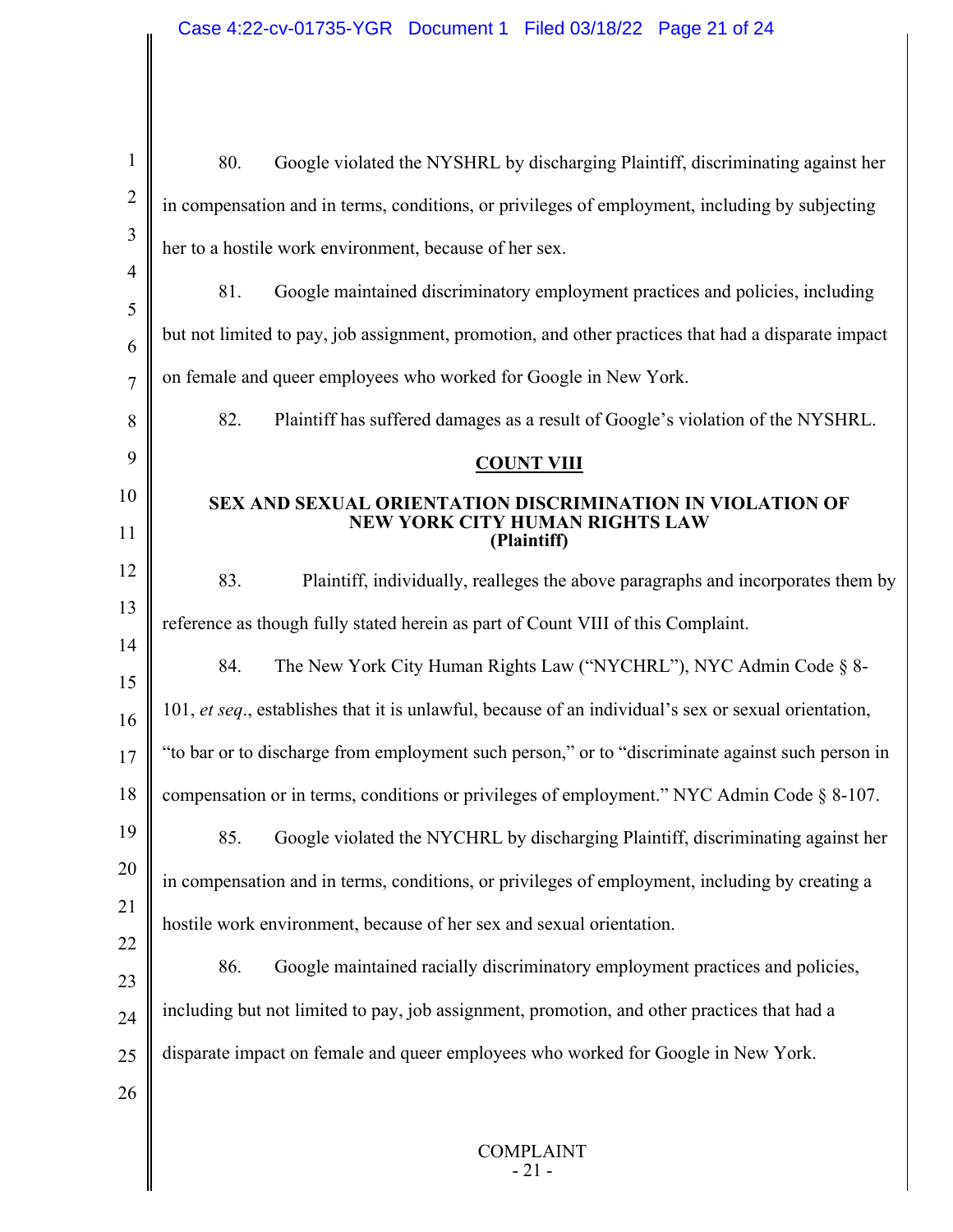80. Google violated the NYSHRL by discharging Plaintiff, discriminating against her in compensation and in terms, conditions, or privileges of employment, including by subjecting her to a hostile work environment, because of her sex.

81. Google maintained discriminatory employment practices and policies, including but not limited to pay, job assignment, promotion, and other practices that had a disparate impact on female and queer employees who worked for Google in New York.

82. Plaintiff has suffered damages as a result of Google's violation of the NYSHRL.

## COUNT VIII

### SEX AND SEXUAL ORIENTATION DISCRIMINATION IN VIOLATION OF NEW YORK CITY HUMAN RIGHTS LAW (Plaintiff)

83. Plaintiff, individually, realleges the above paragraphs and incorporates them by reference as though fully stated herein as part of Count VIII of this Complaint.

84. The New York City Human Rights Law ("NYCHRL"), NYC Admin Code § 8-101, *et seq*., establishes that it is unlawful, because of an individual's sex or sexual orientation, "to bar or to discharge from employment such person," or to "discriminate against such person in compensation or in terms, conditions or privileges of employment." NYC Admin Code § 8-107.

85. Google violated the NYCHRL by discharging Plaintiff, discriminating against her in compensation and in terms, conditions, or privileges of employment, including by creating a hostile work environment, because of her sex and sexual orientation.

86. Google maintained racially discriminatory employment practices and policies, including but not limited to pay, job assignment, promotion, and other practices that had a disparate impact on female and queer employees who worked for Google in New York.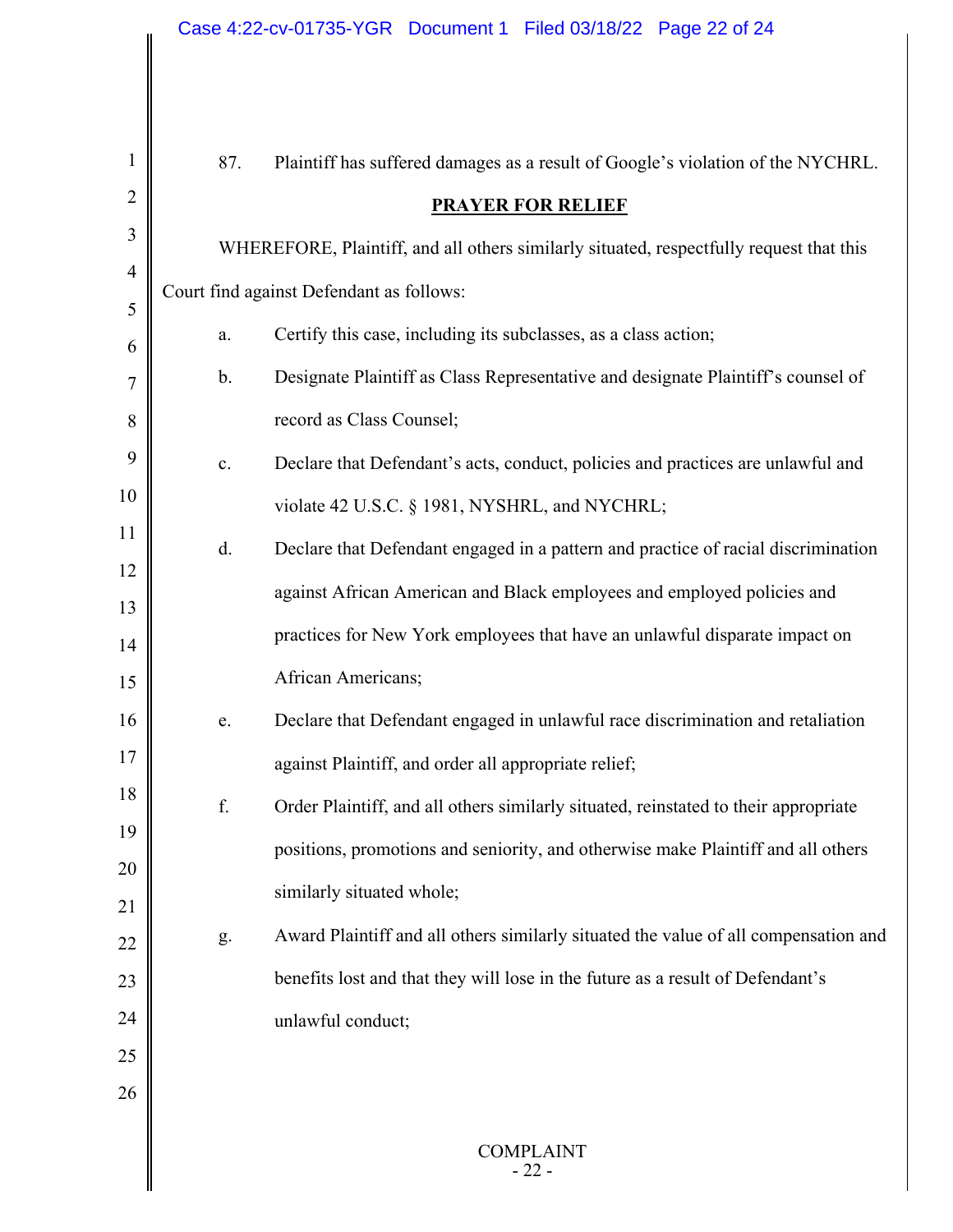87. Plaintiff has suffered damages as a result of Google's violation of the NYCHRL.

## PRAYER FOR RELIEF

WHEREFORE, Plaintiff, and all others similarly situated, respectfully request that this Court find against Defendant as follows:

a. Certify this case, including its subclasses, as a class action;

b. Designate Plaintiff as Class Representative and designate Plaintiff's counsel of record as Class Counsel;

c. Declare that Defendant's acts, conduct, policies and practices are unlawful and violate 42 U.S.C. § 1981, NYSHRL, and NYCHRL;

d. Declare that Defendant engaged in a pattern and practice of racial discrimination against African American and Black employees and employed policies and practices for New York employees that have an unlawful disparate impact on African Americans;

e. Declare that Defendant engaged in unlawful race discrimination and retaliation against Plaintiff, and order all appropriate relief;

f. Order Plaintiff, and all others similarly situated, reinstated to their appropriate positions, promotions and seniority, and otherwise make Plaintiff and all others similarly situated whole;

g. Award Plaintiff and all others similarly situated the value of all compensation and benefits lost and that they will lose in the future as a result of Defendant's unlawful conduct;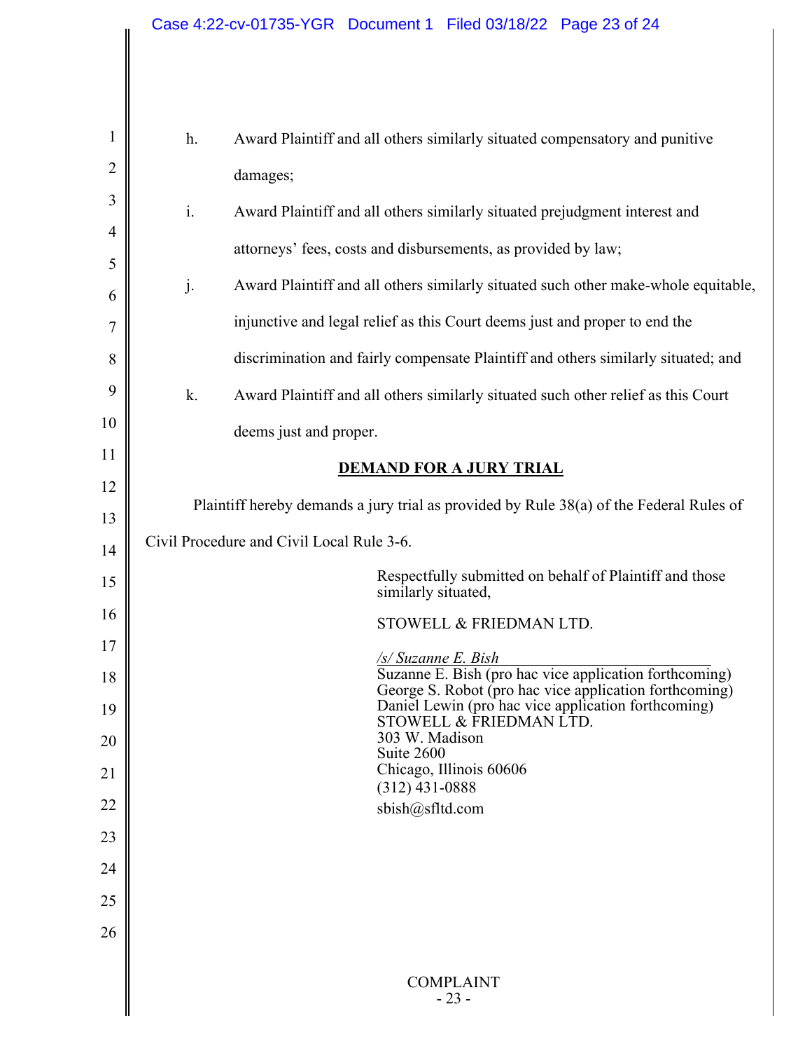h. Award Plaintiff and all others similarly situated compensatory and punitive damages;

i. Award Plaintiff and all others similarly situated prejudgment interest and attorneys' fees, costs and disbursements, as provided by law;

j. Award Plaintiff and all others similarly situated such other make-whole equitable, injunctive and legal relief as this Court deems just and proper to end the discrimination and fairly compensate Plaintiff and others similarly situated; and

k. Award Plaintiff and all others similarly situated such other relief as this Court deems just and proper.

**DEMAND FOR A JURY TRIAL**

Plaintiff hereby demands a jury trial as provided by Rule 38(a) of the Federal Rules of Civil Procedure and Civil Local Rule 3-6.

Respectfully submitted on behalf of Plaintiff and those similarly situated,

STOWELL & FRIEDMAN LTD.

*/s/ Suzanne E. Bish*
Suzanne E. Bish (pro hac vice application forthcoming)
George S. Robot (pro hac vice application forthcoming)
Daniel Lewin (pro hac vice application forthcoming)
STOWELL & FRIEDMAN LTD.
303 W. Madison
Suite 2600
Chicago, Illinois 60606
(312) 431-0888
sbish@sfltd.com

COMPLAINT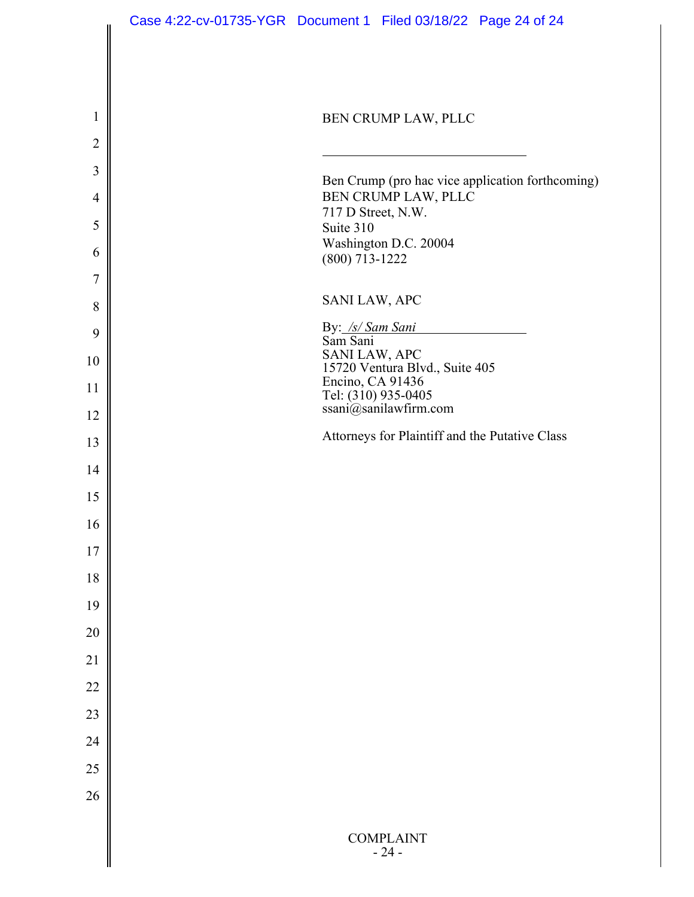BEN CRUMP LAW, PLLC

\_\_\_\_\_\_\_\_\_\_\_\_\_\_\_\_\_\_\_\_\_\_\_\_\_\_\_\_

Ben Crump (pro hac vice application forthcoming)
BEN CRUMP LAW, PLLC
717 D Street, N.W.
Suite 310
Washington D.C. 20004
(800) 713-1222

SANI LAW, APC

By: *&#47;s&#47; Sam Sani*
Sam Sani
SANI LAW, APC
15720 Ventura Blvd., Suite 405
Encino, CA 91436
Tel: (310) 935-0405
ssani@sanilawfirm.com

Attorneys for Plaintiff and the Putative Class

COMPLAINT